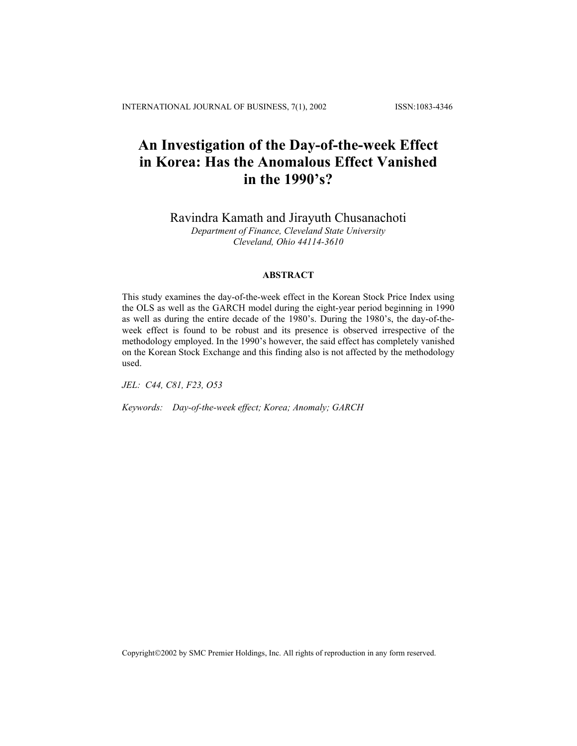# An Investigation of the Day-of-the-week Effect in Korea: Has the Anomalous Effect Vanished in the 1990's?

Ravindra Kamath and Jirayuth Chusanachoti

*Department of Finance, Cleveland State University*
*Cleveland, Ohio 44114-3610*

## ABSTRACT

This study examines the day-of-the-week effect in the Korean Stock Price Index using the OLS as well as the GARCH model during the eight-year period beginning in 1990 as well as during the entire decade of the 1980's. During the 1980's, the day-of-the-week effect is found to be robust and its presence is observed irrespective of the methodology employed. In the 1990's however, the said effect has completely vanished on the Korean Stock Exchange and this finding also is not affected by the methodology used.

*JEL: C44, C81, F23, O53*

*Keywords: Day-of-the-week effect; Korea; Anomaly; GARCH*

Copyright©2002 by SMC Premier Holdings, Inc. All rights of reproduction in any form reserved.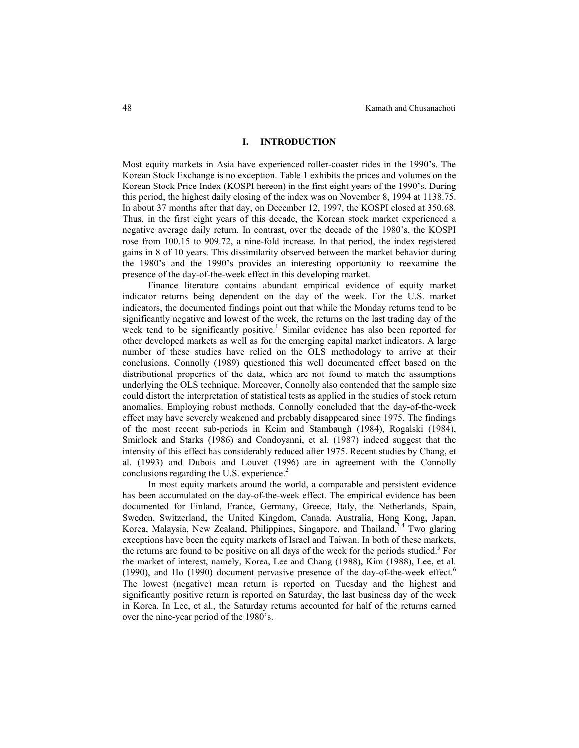## I. INTRODUCTION

Most equity markets in Asia have experienced roller-coaster rides in the 1990's. The Korean Stock Exchange is no exception. Table 1 exhibits the prices and volumes on the Korean Stock Price Index (KOSPI hereon) in the first eight years of the 1990's. During this period, the highest daily closing of the index was on November 8, 1994 at 1138.75. In about 37 months after that day, on December 12, 1997, the KOSPI closed at 350.68. Thus, in the first eight years of this decade, the Korean stock market experienced a negative average daily return. In contrast, over the decade of the 1980's, the KOSPI rose from 100.15 to 909.72, a nine-fold increase. In that period, the index registered gains in 8 of 10 years. This dissimilarity observed between the market behavior during the 1980's and the 1990's provides an interesting opportunity to reexamine the presence of the day-of-the-week effect in this developing market.

Finance literature contains abundant empirical evidence of equity market indicator returns being dependent on the day of the week. For the U.S. market indicators, the documented findings point out that while the Monday returns tend to be significantly negative and lowest of the week, the returns on the last trading day of the week tend to be significantly positive.[1] Similar evidence has also been reported for other developed markets as well as for the emerging capital market indicators. A large number of these studies have relied on the OLS methodology to arrive at their conclusions. Connolly (1989) questioned this well documented effect based on the distributional properties of the data, which are not found to match the assumptions underlying the OLS technique. Moreover, Connolly also contended that the sample size could distort the interpretation of statistical tests as applied in the studies of stock return anomalies. Employing robust methods, Connolly concluded that the day-of-the-week effect may have severely weakened and probably disappeared since 1975. The findings of the most recent sub-periods in Keim and Stambaugh (1984), Rogalski (1984), Smirlock and Starks (1986) and Condoyanni, et al. (1987) indeed suggest that the intensity of this effect has considerably reduced after 1975. Recent studies by Chang, et al. (1993) and Dubois and Louvet (1996) are in agreement with the Connolly conclusions regarding the U.S. experience.[2]

In most equity markets around the world, a comparable and persistent evidence has been accumulated on the day-of-the-week effect. The empirical evidence has been documented for Finland, France, Germany, Greece, Italy, the Netherlands, Spain, Sweden, Switzerland, the United Kingdom, Canada, Australia, Hong Kong, Japan, Korea, Malaysia, New Zealand, Philippines, Singapore, and Thailand.[3,4] Two glaring exceptions have been the equity markets of Israel and Taiwan. In both of these markets, the returns are found to be positive on all days of the week for the periods studied.[5] For the market of interest, namely, Korea, Lee and Chang (1988), Kim (1988), Lee, et al. (1990), and Ho (1990) document pervasive presence of the day-of-the-week effect.[6] The lowest (negative) mean return is reported on Tuesday and the highest and significantly positive return is reported on Saturday, the last business day of the week in Korea. In Lee, et al., the Saturday returns accounted for half of the returns earned over the nine-year period of the 1980's.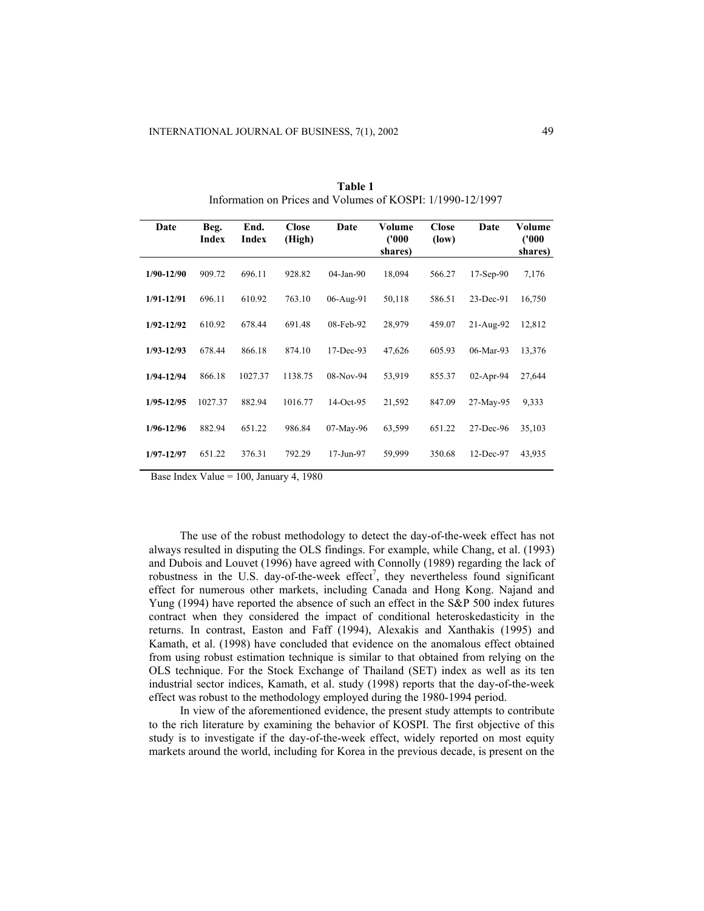**Table 1**
Information on Prices and Volumes of KOSPI: 1/1990-12/1997

| Date | Beg. Index | End. Index | Close (High) | Date | Volume ('000 shares) | Close (low) | Date | Volume ('000 shares) |
|---|---|---|---|---|---|---|---|---|
| 1/90-12/90 | 909.72 | 696.11 | 928.82 | 04-Jan-90 | 18,094 | 566.27 | 17-Sep-90 | 7,176 |
| 1/91-12/91 | 696.11 | 610.92 | 763.10 | 06-Aug-91 | 50,118 | 586.51 | 23-Dec-91 | 16,750 |
| 1/92-12/92 | 610.92 | 678.44 | 691.48 | 08-Feb-92 | 28,979 | 459.07 | 21-Aug-92 | 12,812 |
| 1/93-12/93 | 678.44 | 866.18 | 874.10 | 17-Dec-93 | 47,626 | 605.93 | 06-Mar-93 | 13,376 |
| 1/94-12/94 | 866.18 | 1027.37 | 1138.75 | 08-Nov-94 | 53,919 | 855.37 | 02-Apr-94 | 27,644 |
| 1/95-12/95 | 1027.37 | 882.94 | 1016.77 | 14-Oct-95 | 21,592 | 847.09 | 27-May-95 | 9,333 |
| 1/96-12/96 | 882.94 | 651.22 | 986.84 | 07-May-96 | 63,599 | 651.22 | 27-Dec-96 | 35,103 |
| 1/97-12/97 | 651.22 | 376.31 | 792.29 | 17-Jun-97 | 59,999 | 350.68 | 12-Dec-97 | 43,935 |

Base Index Value = 100, January 4, 1980

The use of the robust methodology to detect the day-of-the-week effect has not always resulted in disputing the OLS findings. For example, while Chang, et al. (1993) and Dubois and Louvet (1996) have agreed with Connolly (1989) regarding the lack of robustness in the U.S. day-of-the-week effect[7], they nevertheless found significant effect for numerous other markets, including Canada and Hong Kong. Najand and Yung (1994) have reported the absence of such an effect in the S&P 500 index futures contract when they considered the impact of conditional heteroskedasticity in the returns. In contrast, Easton and Faff (1994), Alexakis and Xanthakis (1995) and Kamath, et al. (1998) have concluded that evidence on the anomalous effect obtained from using robust estimation technique is similar to that obtained from relying on the OLS technique. For the Stock Exchange of Thailand (SET) index as well as its ten industrial sector indices, Kamath, et al. study (1998) reports that the day-of-the-week effect was robust to the methodology employed during the 1980-1994 period.

In view of the aforementioned evidence, the present study attempts to contribute to the rich literature by examining the behavior of KOSPI. The first objective of this study is to investigate if the day-of-the-week effect, widely reported on most equity markets around the world, including for Korea in the previous decade, is present on the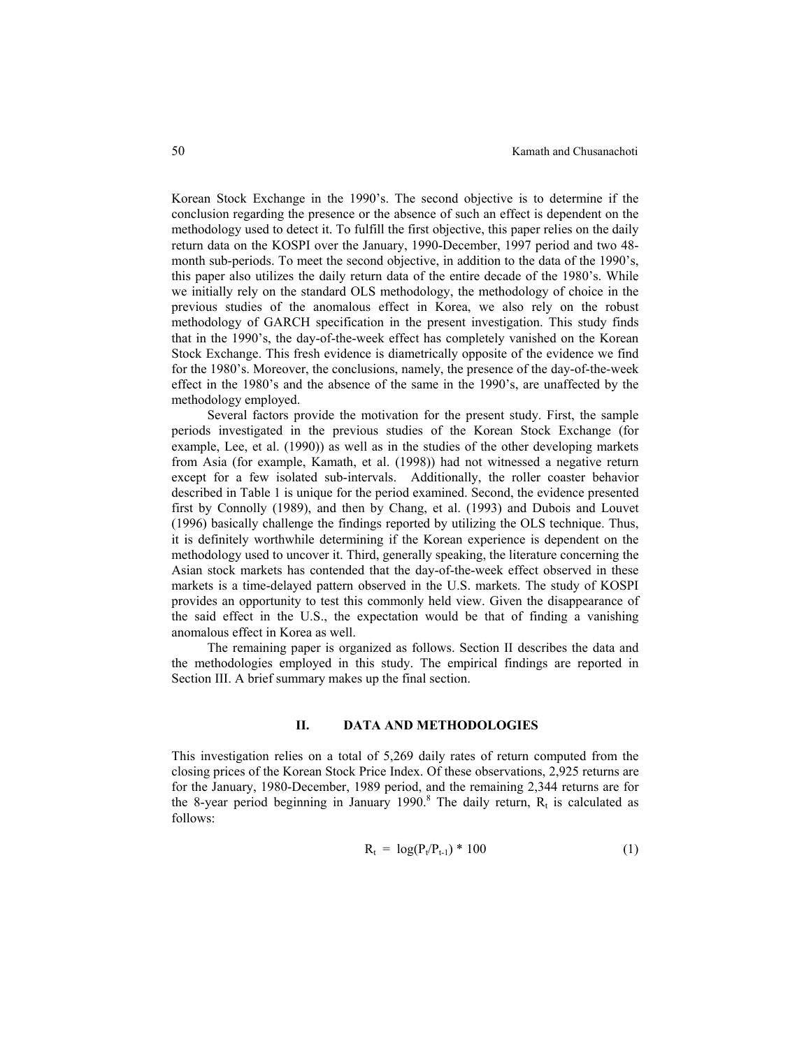Korean Stock Exchange in the 1990's. The second objective is to determine if the conclusion regarding the presence or the absence of such an effect is dependent on the methodology used to detect it. To fulfill the first objective, this paper relies on the daily return data on the KOSPI over the January, 1990-December, 1997 period and two 48-month sub-periods. To meet the second objective, in addition to the data of the 1990's, this paper also utilizes the daily return data of the entire decade of the 1980's. While we initially rely on the standard OLS methodology, the methodology of choice in the previous studies of the anomalous effect in Korea, we also rely on the robust methodology of GARCH specification in the present investigation. This study finds that in the 1990's, the day-of-the-week effect has completely vanished on the Korean Stock Exchange. This fresh evidence is diametrically opposite of the evidence we find for the 1980's. Moreover, the conclusions, namely, the presence of the day-of-the-week effect in the 1980's and the absence of the same in the 1990's, are unaffected by the methodology employed.

Several factors provide the motivation for the present study. First, the sample periods investigated in the previous studies of the Korean Stock Exchange (for example, Lee, et al. (1990)) as well as in the studies of the other developing markets from Asia (for example, Kamath, et al. (1998)) had not witnessed a negative return except for a few isolated sub-intervals. Additionally, the roller coaster behavior described in Table 1 is unique for the period examined. Second, the evidence presented first by Connolly (1989), and then by Chang, et al. (1993) and Dubois and Louvet (1996) basically challenge the findings reported by utilizing the OLS technique. Thus, it is definitely worthwhile determining if the Korean experience is dependent on the methodology used to uncover it. Third, generally speaking, the literature concerning the Asian stock markets has contended that the day-of-the-week effect observed in these markets is a time-delayed pattern observed in the U.S. markets. The study of KOSPI provides an opportunity to test this commonly held view. Given the disappearance of the said effect in the U.S., the expectation would be that of finding a vanishing anomalous effect in Korea as well.

The remaining paper is organized as follows. Section II describes the data and the methodologies employed in this study. The empirical findings are reported in Section III. A brief summary makes up the final section.

## II. DATA AND METHODOLOGIES

This investigation relies on a total of 5,269 daily rates of return computed from the closing prices of the Korean Stock Price Index. Of these observations, 2,925 returns are for the January, 1980-December, 1989 period, and the remaining 2,344 returns are for the 8-year period beginning in January 1990.[8] The daily return, $R_t$ is calculated as follows:

$$R_t = \log(P_t/P_{t-1}) * 100 \tag{1}$$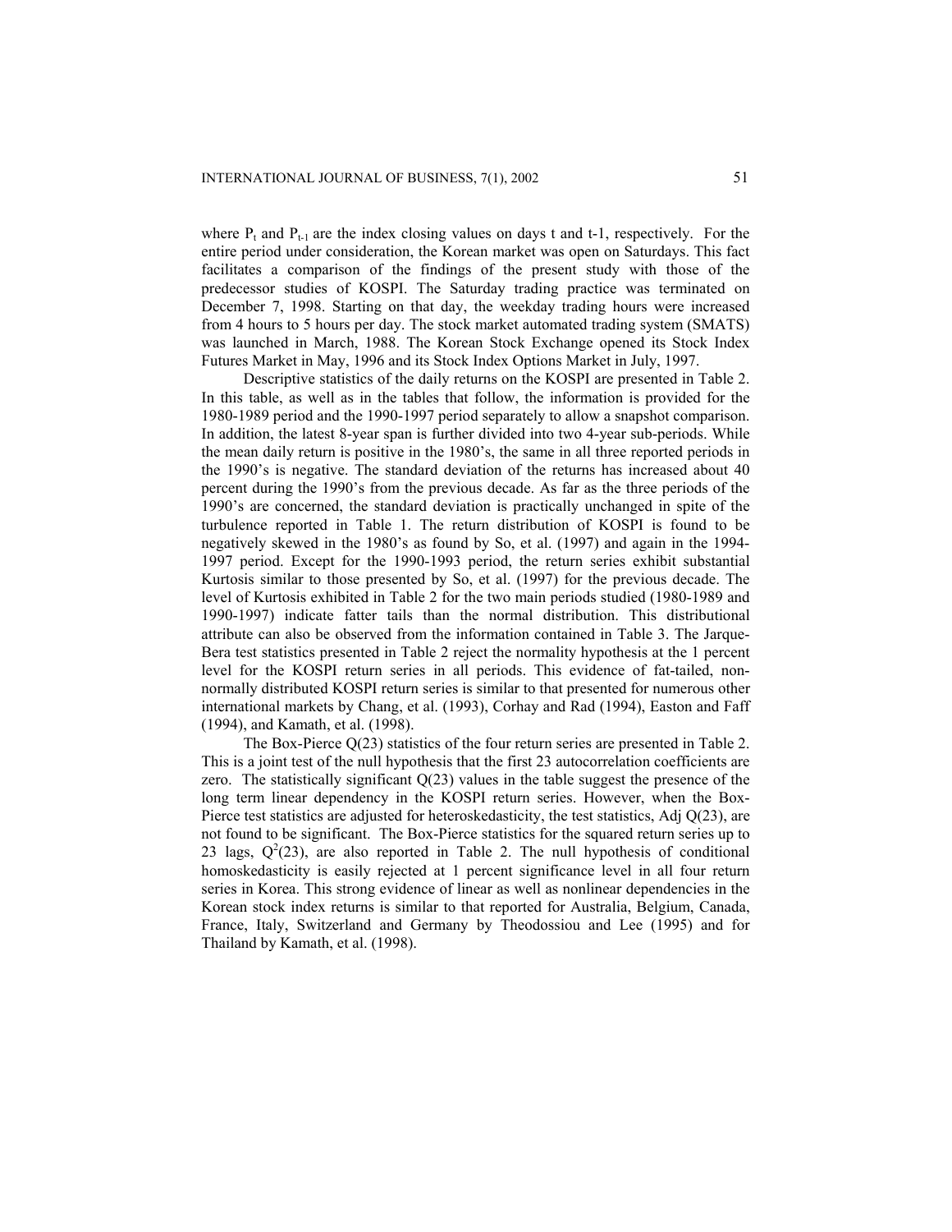where $P_t$ and $P_{t-1}$ are the index closing values on days t and t-1, respectively. For the entire period under consideration, the Korean market was open on Saturdays. This fact facilitates a comparison of the findings of the present study with those of the predecessor studies of KOSPI. The Saturday trading practice was terminated on December 7, 1998. Starting on that day, the weekday trading hours were increased from 4 hours to 5 hours per day. The stock market automated trading system (SMATS) was launched in March, 1988. The Korean Stock Exchange opened its Stock Index Futures Market in May, 1996 and its Stock Index Options Market in July, 1997.

Descriptive statistics of the daily returns on the KOSPI are presented in Table 2. In this table, as well as in the tables that follow, the information is provided for the 1980-1989 period and the 1990-1997 period separately to allow a snapshot comparison. In addition, the latest 8-year span is further divided into two 4-year sub-periods. While the mean daily return is positive in the 1980's, the same in all three reported periods in the 1990's is negative. The standard deviation of the returns has increased about 40 percent during the 1990's from the previous decade. As far as the three periods of the 1990's are concerned, the standard deviation is practically unchanged in spite of the turbulence reported in Table 1. The return distribution of KOSPI is found to be negatively skewed in the 1980's as found by So, et al. (1997) and again in the 1994-1997 period. Except for the 1990-1993 period, the return series exhibit substantial Kurtosis similar to those presented by So, et al. (1997) for the previous decade. The level of Kurtosis exhibited in Table 2 for the two main periods studied (1980-1989 and 1990-1997) indicate fatter tails than the normal distribution. This distributional attribute can also be observed from the information contained in Table 3. The Jarque-Bera test statistics presented in Table 2 reject the normality hypothesis at the 1 percent level for the KOSPI return series in all periods. This evidence of fat-tailed, non-normally distributed KOSPI return series is similar to that presented for numerous other international markets by Chang, et al. (1993), Corhay and Rad (1994), Easton and Faff (1994), and Kamath, et al. (1998).

The Box-Pierce Q(23) statistics of the four return series are presented in Table 2. This is a joint test of the null hypothesis that the first 23 autocorrelation coefficients are zero. The statistically significant Q(23) values in the table suggest the presence of the long term linear dependency in the KOSPI return series. However, when the Box-Pierce test statistics are adjusted for heteroskedasticity, the test statistics, Adj Q(23), are not found to be significant. The Box-Pierce statistics for the squared return series up to 23 lags, $Q^2(23)$, are also reported in Table 2. The null hypothesis of conditional homoskedasticity is easily rejected at 1 percent significance level in all four return series in Korea. This strong evidence of linear as well as nonlinear dependencies in the Korean stock index returns is similar to that reported for Australia, Belgium, Canada, France, Italy, Switzerland and Germany by Theodossiou and Lee (1995) and for Thailand by Kamath, et al. (1998).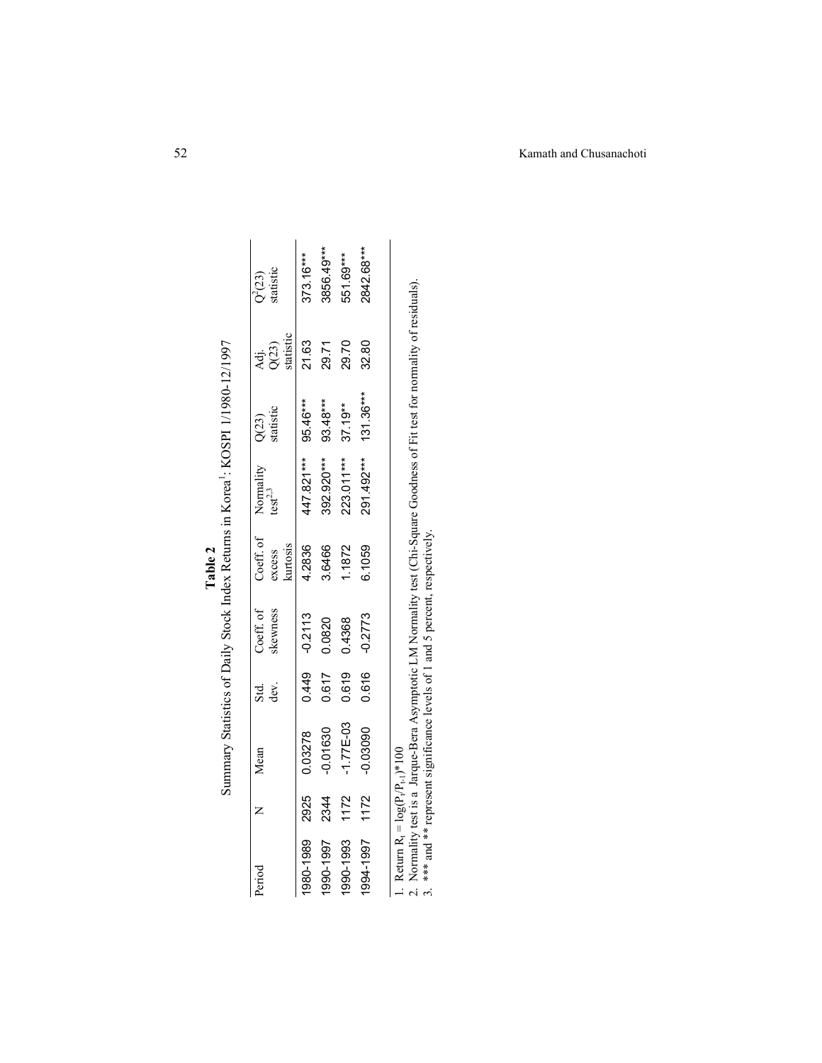**Table 2**

Summary Statistics of Daily Stock Index Returns in Korea[1]: KOSPI 1/1980-12/1997

| Period | N | Mean | Std. dev. | Coeff. of skewness | Coeff. of excess kurtosis | Normality test[2,3] | Q(23) statistic | Adj. Q(23) statistic | $Q^2(23)$ statistic |
|---|---|---|---|---|---|---|---|---|---|
| 1980-1989 | 2925 | 0.03278 | 0.449 | -0.2113 | 4.2836 | 447.821*** | 95.46*** | 21.63 | 373.16*** |
| 1990-1997 | 2344 | -0.01630 | 0.617 | 0.0820 | 3.6466 | 392.920*** | 93.48*** | 29.71 | 3856.49*** |
| 1990-1993 | 1172 | -1.77E-03 | 0.619 | 0.4368 | 1.1872 | 223.011*** | 37.19** | 29.70 | 551.69*** |
| 1994-1997 | 1172 | -0.03090 | 0.616 | -0.2773 | 6.1059 | 291.492*** | 131.36*** | 32.80 | 2842.68*** |

1. Return $R_t = \log(P_t/P_{t-1})*100$
2. Normality test is a Jarque-Bera Asymptotic LM Normality test (Chi-Square Goodness of Fit test for normality of residuals).
3. *** and ** represent significance levels of 1 and 5 percent, respectively.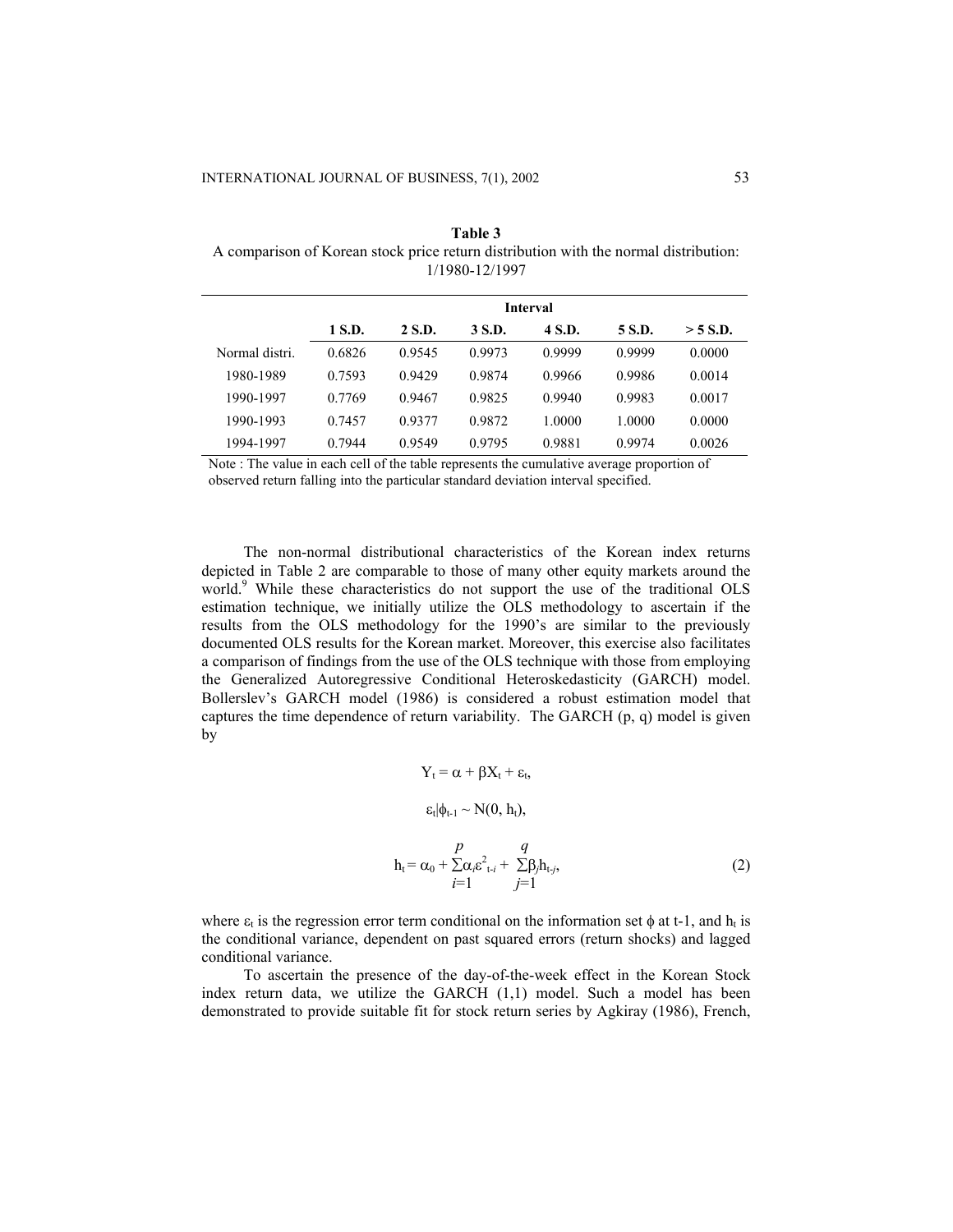**Table 3**
A comparison of Korean stock price return distribution with the normal distribution: 1/1980-12/1997

| | Interval | | | | | |
|---|---|---|---|---|---|---|
| | **1 S.D.** | **2 S.D.** | **3 S.D.** | **4 S.D.** | **5 S.D.** | **> 5 S.D.** |
| Normal distri. | 0.6826 | 0.9545 | 0.9973 | 0.9999 | 0.9999 | 0.0000 |
| 1980-1989 | 0.7593 | 0.9429 | 0.9874 | 0.9966 | 0.9986 | 0.0014 |
| 1990-1997 | 0.7769 | 0.9467 | 0.9825 | 0.9940 | 0.9983 | 0.0017 |
| 1990-1993 | 0.7457 | 0.9377 | 0.9872 | 1.0000 | 1.0000 | 0.0000 |
| 1994-1997 | 0.7944 | 0.9549 | 0.9795 | 0.9881 | 0.9974 | 0.0026 |

Note : The value in each cell of the table represents the cumulative average proportion of observed return falling into the particular standard deviation interval specified.

The non-normal distributional characteristics of the Korean index returns depicted in Table 2 are comparable to those of many other equity markets around the world.[9] While these characteristics do not support the use of the traditional OLS estimation technique, we initially utilize the OLS methodology to ascertain if the results from the OLS methodology for the 1990's are similar to the previously documented OLS results for the Korean market. Moreover, this exercise also facilitates a comparison of findings from the use of the OLS technique with those from employing the Generalized Autoregressive Conditional Heteroskedasticity (GARCH) model. Bollerslev's GARCH model (1986) is considered a robust estimation model that captures the time dependence of return variability. The GARCH (p, q) model is given by

$$Y_t = \alpha + \beta X_t + \varepsilon_t,$$

$$\varepsilon_t|\phi_{t-1} \sim N(0, h_t),$$

$$h_t = \alpha_0 + \sum_{i=1}^{p}\alpha_i \varepsilon^2_{t-i} + \sum_{j=1}^{q}\beta_j h_{t-j}, \tag{2}$$

where $\varepsilon_t$ is the regression error term conditional on the information set $\phi$ at t-1, and $h_t$ is the conditional variance, dependent on past squared errors (return shocks) and lagged conditional variance.

To ascertain the presence of the day-of-the-week effect in the Korean Stock index return data, we utilize the GARCH (1,1) model. Such a model has been demonstrated to provide suitable fit for stock return series by Agkiray (1986), French,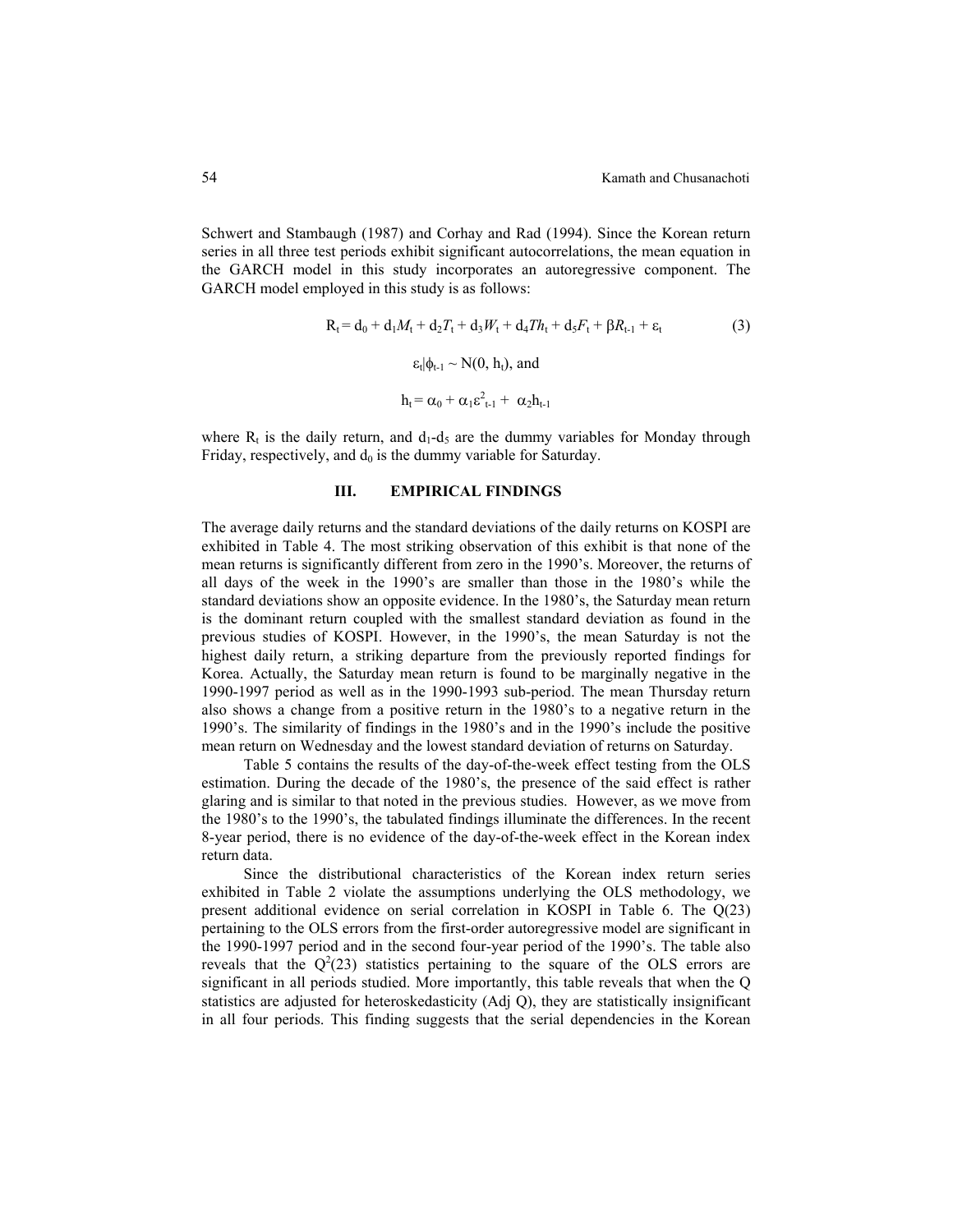Schwert and Stambaugh (1987) and Corhay and Rad (1994). Since the Korean return series in all three test periods exhibit significant autocorrelations, the mean equation in the GARCH model in this study incorporates an autoregressive component. The GARCH model employed in this study is as follows:

$$R_t = d_0 + d_1 M_t + d_2 T_t + d_3 W_t + d_4 Th_t + d_5 F_t + \beta R_{t-1} + \varepsilon_t \tag{3}$$

$$\varepsilon_t|\phi_{t-1} \sim N(0, h_t), \text{ and}$$

$$h_t = \alpha_0 + \alpha_1 \varepsilon^2_{t-1} + \alpha_2 h_{t-1}$$

where $R_t$ is the daily return, and $d_1$-$d_5$ are the dummy variables for Monday through Friday, respectively, and $d_0$ is the dummy variable for Saturday.

## III. EMPIRICAL FINDINGS

The average daily returns and the standard deviations of the daily returns on KOSPI are exhibited in Table 4. The most striking observation of this exhibit is that none of the mean returns is significantly different from zero in the 1990's. Moreover, the returns of all days of the week in the 1990's are smaller than those in the 1980's while the standard deviations show an opposite evidence. In the 1980's, the Saturday mean return is the dominant return coupled with the smallest standard deviation as found in the previous studies of KOSPI. However, in the 1990's, the mean Saturday is not the highest daily return, a striking departure from the previously reported findings for Korea. Actually, the Saturday mean return is found to be marginally negative in the 1990-1997 period as well as in the 1990-1993 sub-period. The mean Thursday return also shows a change from a positive return in the 1980's to a negative return in the 1990's. The similarity of findings in the 1980's and in the 1990's include the positive mean return on Wednesday and the lowest standard deviation of returns on Saturday.

Table 5 contains the results of the day-of-the-week effect testing from the OLS estimation. During the decade of the 1980's, the presence of the said effect is rather glaring and is similar to that noted in the previous studies. However, as we move from the 1980's to the 1990's, the tabulated findings illuminate the differences. In the recent 8-year period, there is no evidence of the day-of-the-week effect in the Korean index return data.

Since the distributional characteristics of the Korean index return series exhibited in Table 2 violate the assumptions underlying the OLS methodology, we present additional evidence on serial correlation in KOSPI in Table 6. The Q(23) pertaining to the OLS errors from the first-order autoregressive model are significant in the 1990-1997 period and in the second four-year period of the 1990's. The table also reveals that the $Q^2(23)$ statistics pertaining to the square of the OLS errors are significant in all periods studied. More importantly, this table reveals that when the Q statistics are adjusted for heteroskedasticity (Adj Q), they are statistically insignificant in all four periods. This finding suggests that the serial dependencies in the Korean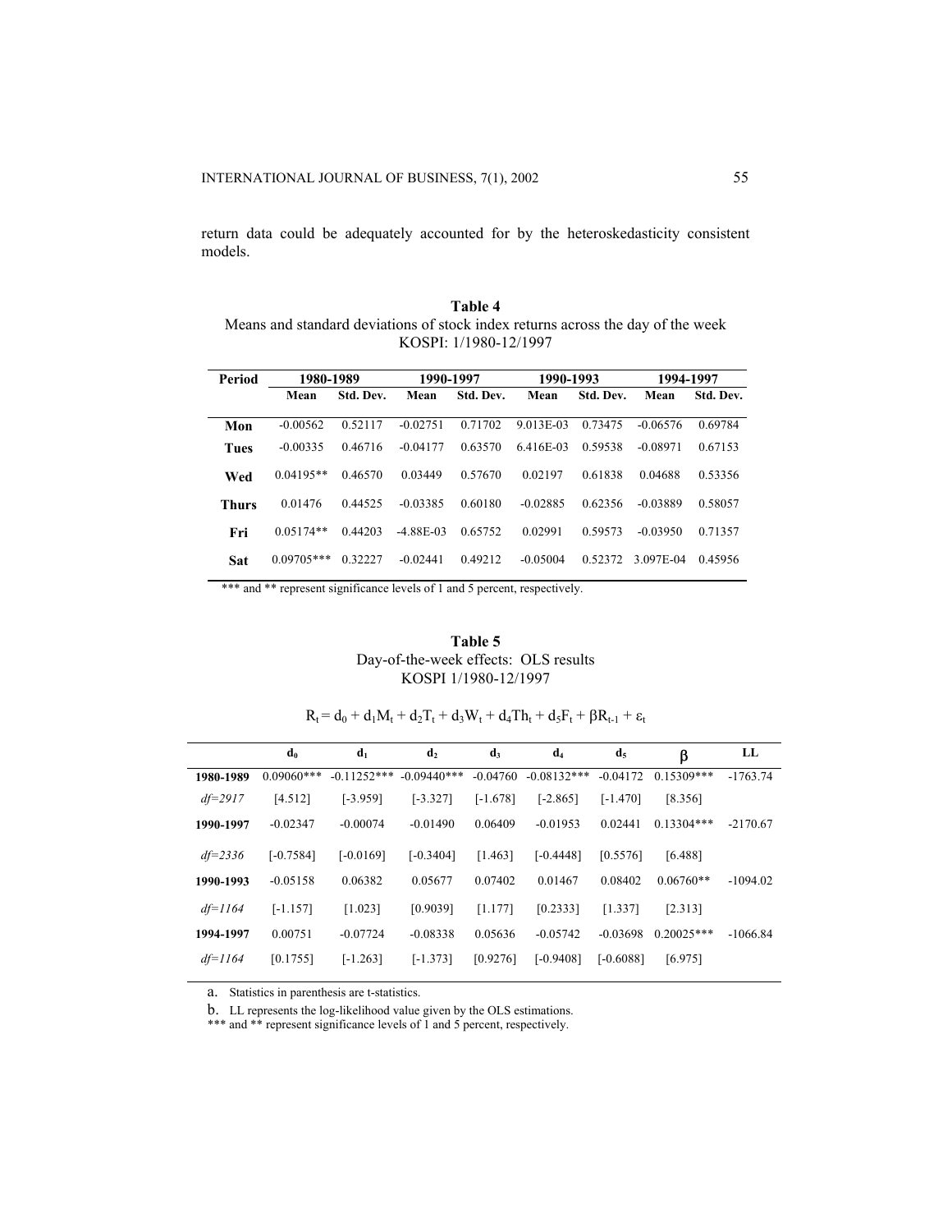return data could be adequately accounted for by the heteroskedasticity consistent models.

**Table 4**
Means and standard deviations of stock index returns across the day of the week
KOSPI: 1/1980-12/1997

| Period | 1980-1989 | | 1990-1997 | | 1990-1993 | | 1994-1997 | |
|---|---|---|---|---|---|---|---|---|
| | Mean | Std. Dev. | Mean | Std. Dev. | Mean | Std. Dev. | Mean | Std. Dev. |
| **Mon** | -0.00562 | 0.52117 | -0.02751 | 0.71702 | 9.013E-03 | 0.73475 | -0.06576 | 0.69784 |
| **Tues** | -0.00335 | 0.46716 | -0.04177 | 0.63570 | 6.416E-03 | 0.59538 | -0.08971 | 0.67153 |
| **Wed** | 0.04195** | 0.46570 | 0.03449 | 0.57670 | 0.02197 | 0.61838 | 0.04688 | 0.53356 |
| **Thurs** | 0.01476 | 0.44525 | -0.03385 | 0.60180 | -0.02885 | 0.62356 | -0.03889 | 0.58057 |
| **Fri** | 0.05174** | 0.44203 | -4.88E-03 | 0.65752 | 0.02991 | 0.59573 | -0.03950 | 0.71357 |
| **Sat** | 0.09705*** | 0.32227 | -0.02441 | 0.49212 | -0.05004 | 0.52372 | 3.097E-04 | 0.45956 |

*** and ** represent significance levels of 1 and 5 percent, respectively.

**Table 5**
Day-of-the-week effects: OLS results
KOSPI 1/1980-12/1997

$$R_t = d_0 + d_1M_t + d_2T_t + d_3W_t + d_4Th_t + d_5F_t + \beta R_{t-1} + \varepsilon_t$$

| | $d_0$ | $d_1$ | $d_2$ | $d_3$ | $d_4$ | $d_5$ | $\beta$ | LL |
|---|---|---|---|---|---|---|---|---|
| **1980-1989** | 0.09060*** | -0.11252*** | -0.09440*** | -0.04760 | -0.08132*** | -0.04172 | 0.15309*** | -1763.74 |
| *df=2917* | [4.512] | [-3.959] | [-3.327] | [-1.678] | [-2.865] | [-1.470] | [8.356] | |
| **1990-1997** | -0.02347 | -0.00074 | -0.01490 | 0.06409 | -0.01953 | 0.02441 | 0.13304*** | -2170.67 |
| *df=2336* | [-0.7584] | [-0.0169] | [-0.3404] | [1.463] | [-0.4448] | [0.5576] | [6.488] | |
| **1990-1993** | -0.05158 | 0.06382 | 0.05677 | 0.07402 | 0.01467 | 0.08402 | 0.06760** | -1094.02 |
| *df=1164* | [-1.157] | [1.023] | [0.9039] | [1.177] | [0.2333] | [1.337] | [2.313] | |
| **1994-1997** | 0.00751 | -0.07724 | -0.08338 | 0.05636 | -0.05742 | -0.03698 | 0.20025*** | -1066.84 |
| *df=1164* | [0.1755] | [-1.263] | [-1.373] | [0.9276] | [-0.9408] | [-0.6088] | [6.975] | |

a. Statistics in parenthesis are t-statistics.

b. LL represents the log-likelihood value given by the OLS estimations.

*** and ** represent significance levels of 1 and 5 percent, respectively.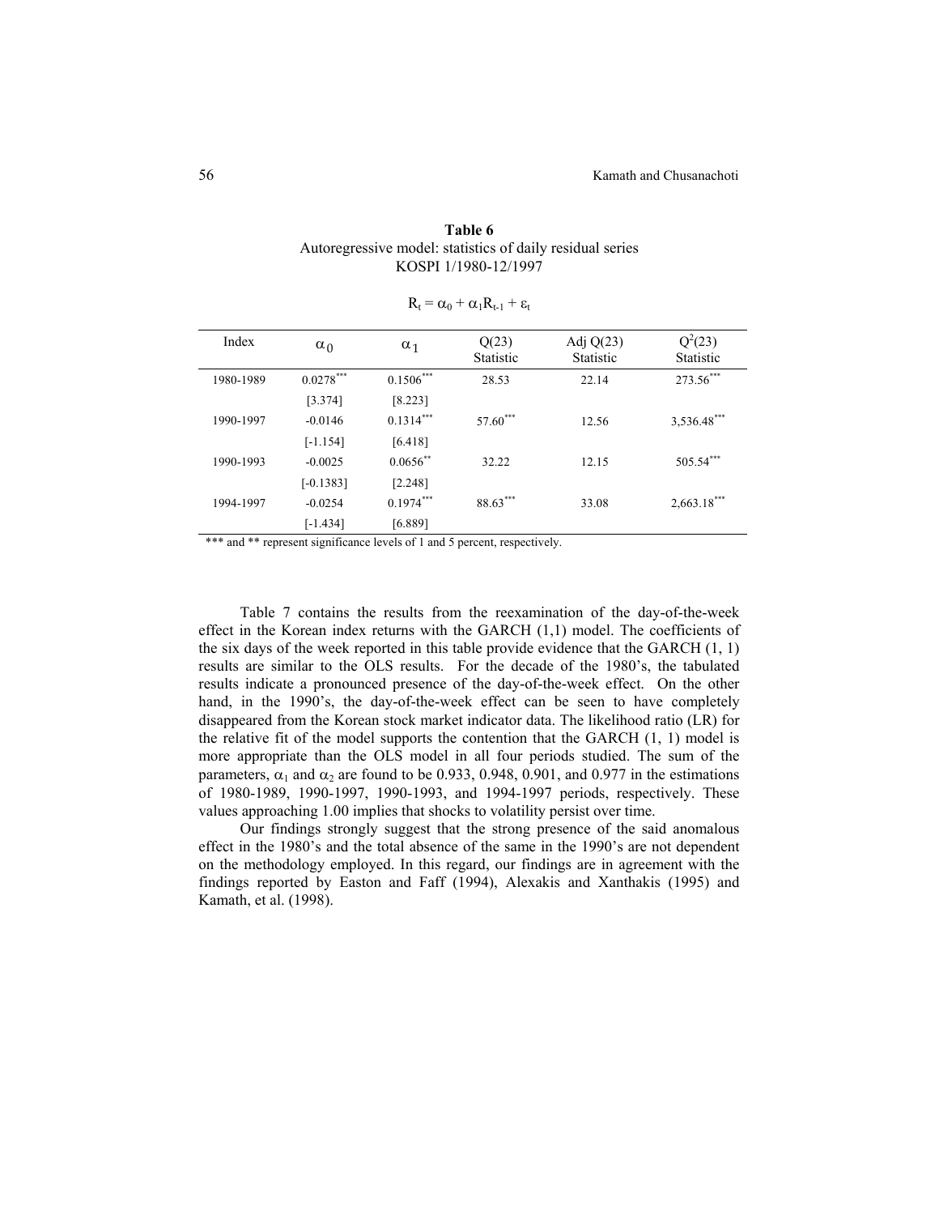**Table 6**
Autoregressive model: statistics of daily residual series
KOSPI 1/1980-12/1997

$$R_t = \alpha_0 + \alpha_1 R_{t-1} + \varepsilon_t$$

| Index | $\alpha_0$ | $\alpha_1$ | Q(23) Statistic | Adj Q(23) Statistic | $Q^2(23)$ Statistic |
|---|---|---|---|---|---|
| 1980-1989 | 0.0278*** | 0.1506*** | 28.53 | 22.14 | 273.56*** |
| | [3.374] | [8.223] | | | |
| 1990-1997 | -0.0146 | 0.1314*** | 57.60*** | 12.56 | 3,536.48*** |
| | [-1.154] | [6.418] | | | |
| 1990-1993 | -0.0025 | 0.0656** | 32.22 | 12.15 | 505.54*** |
| | [-0.1383] | [2.248] | | | |
| 1994-1997 | -0.0254 | 0.1974*** | 88.63*** | 33.08 | 2,663.18*** |
| | [-1.434] | [6.889] | | | |

*** and ** represent significance levels of 1 and 5 percent, respectively.

Table 7 contains the results from the reexamination of the day-of-the-week effect in the Korean index returns with the GARCH (1,1) model. The coefficients of the six days of the week reported in this table provide evidence that the GARCH (1, 1) results are similar to the OLS results. For the decade of the 1980's, the tabulated results indicate a pronounced presence of the day-of-the-week effect. On the other hand, in the 1990's, the day-of-the-week effect can be seen to have completely disappeared from the Korean stock market indicator data. The likelihood ratio (LR) for the relative fit of the model supports the contention that the GARCH (1, 1) model is more appropriate than the OLS model in all four periods studied. The sum of the parameters, $\alpha_1$ and $\alpha_2$ are found to be 0.933, 0.948, 0.901, and 0.977 in the estimations of 1980-1989, 1990-1997, 1990-1993, and 1994-1997 periods, respectively. These values approaching 1.00 implies that shocks to volatility persist over time.

Our findings strongly suggest that the strong presence of the said anomalous effect in the 1980's and the total absence of the same in the 1990's are not dependent on the methodology employed. In this regard, our findings are in agreement with the findings reported by Easton and Faff (1994), Alexakis and Xanthakis (1995) and Kamath, et al. (1998).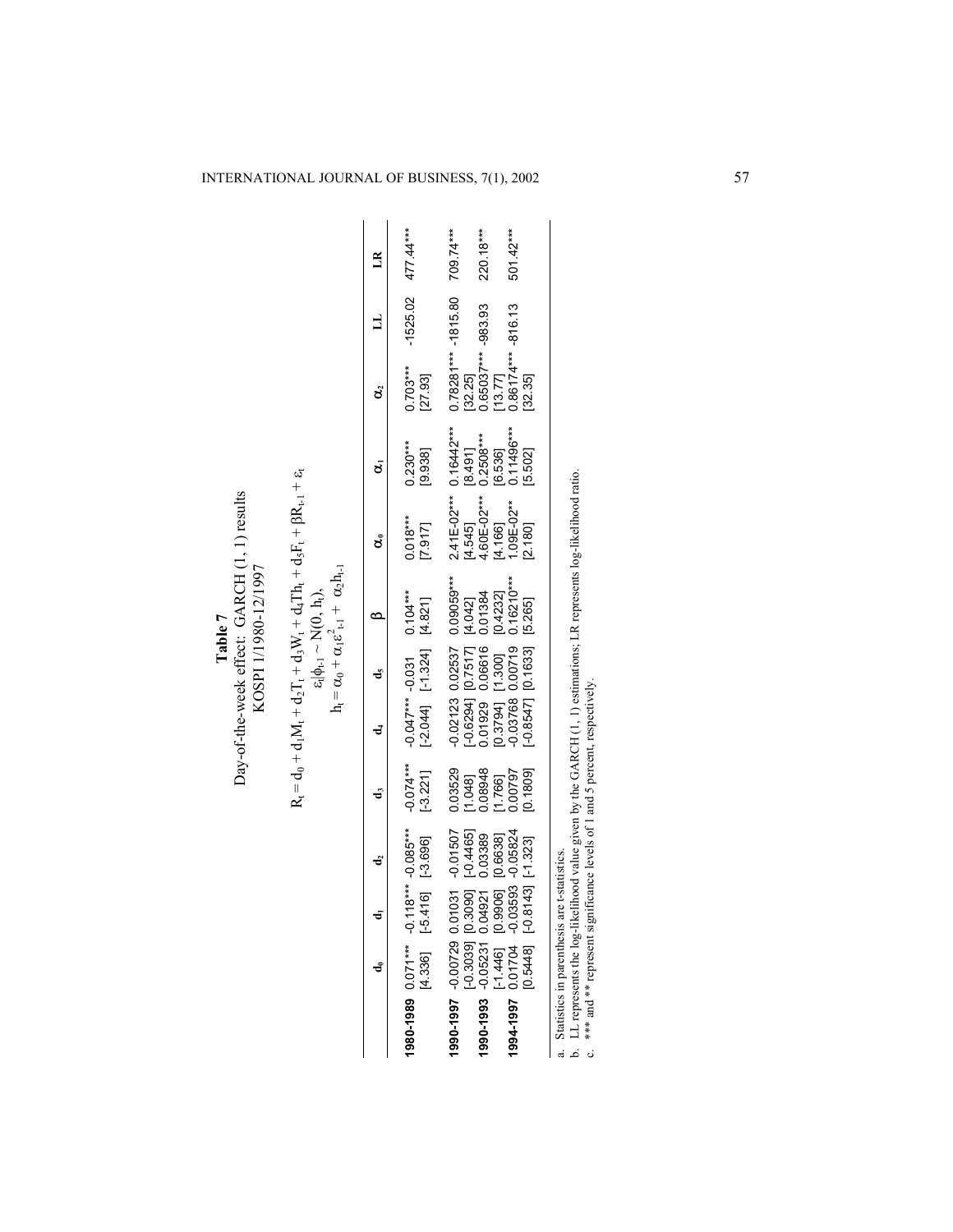**Table 7**
Day-of-the-week effect: GARCH (1, 1) results
KOSPI 1/1980-12/1997

$$R_t = d_0 + d_1M_t + d_2T_t + d_3W_t + d_4Th_t + d_5F_t + \beta R_{t-1} + \varepsilon_t$$
$$\varepsilon_t|\phi_{t-1} \sim N(0, h_t),$$
$$h_t = \alpha_0 + \alpha_1\varepsilon^2_{t-1} + \alpha_2 h_{t-1}$$

| | $d_0$ | $d_1$ | $d_2$ | $d_3$ | $d_4$ | $d_5$ | $\beta$ | $\alpha_0$ | $\alpha_1$ | $\alpha_2$ | LL | LR |
|---|---|---|---|---|---|---|---|---|---|---|---|---|
| **1980-1989** | 0.071*** | -0.118*** | -0.085*** | -0.074*** | -0.047*** | -0.031 | 0.104*** | 0.018*** | 0.230*** | 0.703*** | -1525.02 | 477.44*** |
| | [4.336] | [-5.416] | [-3.696] | [-3.221] | [-2.044] | [-1.324] | [4.821] | [7.917] | [9.938] | [27.93] | | |
| **1990-1997** | -0.00729 | 0.01031 | -0.01507 | 0.03529 | -0.02123 | 0.02537 | 0.09059*** | 2.41E-02*** | 0.16442*** | 0.78281*** | -1815.80 | 709.74*** |
| | [-0.3039] | [0.3090] | [-0.4465] | [1.048] | [-0.6294] | [0.7517] | [4.042] | [4.545] | [8.491] | [32.25] | | |
| **1990-1993** | -0.05231 | 0.04921 | 0.03389 | 0.08948 | 0.01929 | 0.06616 | 0.01384 | 4.60E-02*** | 0.2508*** | 0.65037*** | -983.93 | 220.18*** |
| | [-1.446] | [0.9906] | [0.6638] | [1.766] | [0.3794] | [1.300] | [0.4232] | [4.166] | [6.536] | [13.77] | | |
| **1994-1997** | 0.01704 | -0.03593 | -0.05824 | 0.00797 | -0.03768 | 0.00719 | 0.16210*** | 1.09E-02** | 0.11496*** | 0.86174*** | -816.13 | 501.42*** |
| | [0.5448] | [-0.8143] | [-1.323] | [0.1809] | [-0.8547] | [0.1633] | [5.265] | [2.180] | [5.502] | [32.35] | | |

a. Statistics in parenthesis are t-statistics.
b. LL represents the log-likelihood value given by the GARCH (1, 1) estimations; LR represents log-likelihood ratio.
c. *** and ** represent significance levels of 1 and 5 percent, respectively.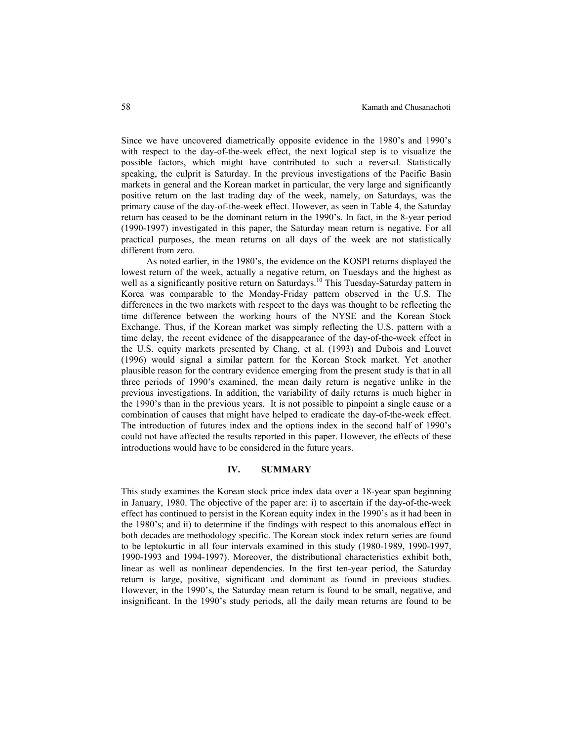Since we have uncovered diametrically opposite evidence in the 1980's and 1990's with respect to the day-of-the-week effect, the next logical step is to visualize the possible factors, which might have contributed to such a reversal. Statistically speaking, the culprit is Saturday. In the previous investigations of the Pacific Basin markets in general and the Korean market in particular, the very large and significantly positive return on the last trading day of the week, namely, on Saturdays, was the primary cause of the day-of-the-week effect. However, as seen in Table 4, the Saturday return has ceased to be the dominant return in the 1990's. In fact, in the 8-year period (1990-1997) investigated in this paper, the Saturday mean return is negative. For all practical purposes, the mean returns on all days of the week are not statistically different from zero.

As noted earlier, in the 1980's, the evidence on the KOSPI returns displayed the lowest return of the week, actually a negative return, on Tuesdays and the highest as well as a significantly positive return on Saturdays.[10] This Tuesday-Saturday pattern in Korea was comparable to the Monday-Friday pattern observed in the U.S. The differences in the two markets with respect to the days was thought to be reflecting the time difference between the working hours of the NYSE and the Korean Stock Exchange. Thus, if the Korean market was simply reflecting the U.S. pattern with a time delay, the recent evidence of the disappearance of the day-of-the-week effect in the U.S. equity markets presented by Chang, et al. (1993) and Dubois and Louvet (1996) would signal a similar pattern for the Korean Stock market. Yet another plausible reason for the contrary evidence emerging from the present study is that in all three periods of 1990's examined, the mean daily return is negative unlike in the previous investigations. In addition, the variability of daily returns is much higher in the 1990's than in the previous years. It is not possible to pinpoint a single cause or a combination of causes that might have helped to eradicate the day-of-the-week effect. The introduction of futures index and the options index in the second half of 1990's could not have affected the results reported in this paper. However, the effects of these introductions would have to be considered in the future years.

## IV. SUMMARY

This study examines the Korean stock price index data over a 18-year span beginning in January, 1980. The objective of the paper are: i) to ascertain if the day-of-the-week effect has continued to persist in the Korean equity index in the 1990's as it had been in the 1980's; and ii) to determine if the findings with respect to this anomalous effect in both decades are methodology specific. The Korean stock index return series are found to be leptokurtic in all four intervals examined in this study (1980-1989, 1990-1997, 1990-1993 and 1994-1997). Moreover, the distributional characteristics exhibit both, linear as well as nonlinear dependencies. In the first ten-year period, the Saturday return is large, positive, significant and dominant as found in previous studies. However, in the 1990's, the Saturday mean return is found to be small, negative, and insignificant. In the 1990's study periods, all the daily mean returns are found to be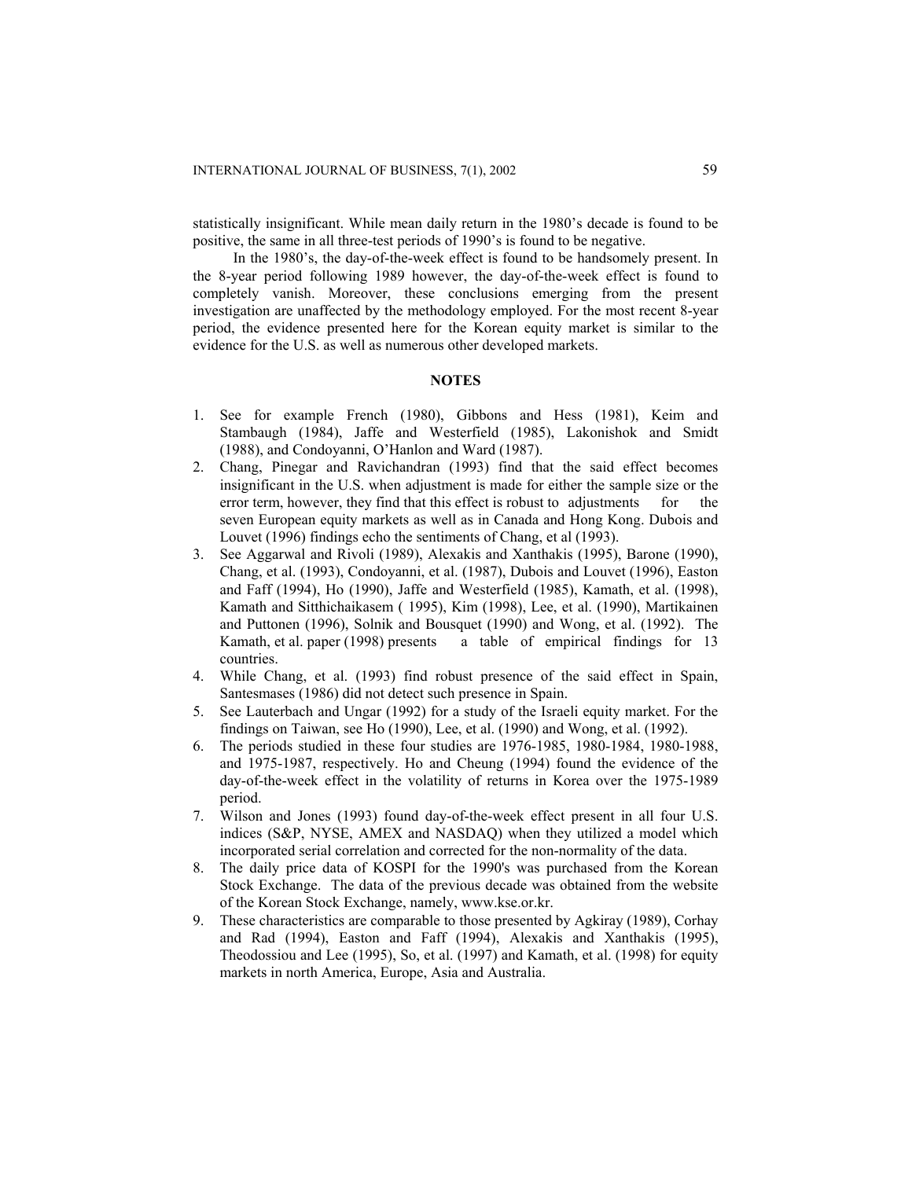statistically insignificant. While mean daily return in the 1980's decade is found to be positive, the same in all three-test periods of 1990's is found to be negative.

In the 1980's, the day-of-the-week effect is found to be handsomely present. In the 8-year period following 1989 however, the day-of-the-week effect is found to completely vanish. Moreover, these conclusions emerging from the present investigation are unaffected by the methodology employed. For the most recent 8-year period, the evidence presented here for the Korean equity market is similar to the evidence for the U.S. as well as numerous other developed markets.

## NOTES

1. See for example French (1980), Gibbons and Hess (1981), Keim and Stambaugh (1984), Jaffe and Westerfield (1985), Lakonishok and Smidt (1988), and Condoyanni, O'Hanlon and Ward (1987).
2. Chang, Pinegar and Ravichandran (1993) find that the said effect becomes insignificant in the U.S. when adjustment is made for either the sample size or the error term, however, they find that this effect is robust to adjustments for the seven European equity markets as well as in Canada and Hong Kong. Dubois and Louvet (1996) findings echo the sentiments of Chang, et al (1993).
3. See Aggarwal and Rivoli (1989), Alexakis and Xanthakis (1995), Barone (1990), Chang, et al. (1993), Condoyanni, et al. (1987), Dubois and Louvet (1996), Easton and Faff (1994), Ho (1990), Jaffe and Westerfield (1985), Kamath, et al. (1998), Kamath and Sitthichaikasem ( 1995), Kim (1998), Lee, et al. (1990), Martikainen and Puttonen (1996), Solnik and Bousquet (1990) and Wong, et al. (1992). The Kamath, et al. paper (1998) presents a table of empirical findings for 13 countries.
4. While Chang, et al. (1993) find robust presence of the said effect in Spain, Santesmases (1986) did not detect such presence in Spain.
5. See Lauterbach and Ungar (1992) for a study of the Israeli equity market. For the findings on Taiwan, see Ho (1990), Lee, et al. (1990) and Wong, et al. (1992).
6. The periods studied in these four studies are 1976-1985, 1980-1984, 1980-1988, and 1975-1987, respectively. Ho and Cheung (1994) found the evidence of the day-of-the-week effect in the volatility of returns in Korea over the 1975-1989 period.
7. Wilson and Jones (1993) found day-of-the-week effect present in all four U.S. indices (S&P, NYSE, AMEX and NASDAQ) when they utilized a model which incorporated serial correlation and corrected for the non-normality of the data.
8. The daily price data of KOSPI for the 1990's was purchased from the Korean Stock Exchange. The data of the previous decade was obtained from the website of the Korean Stock Exchange, namely, www.kse.or.kr.
9. These characteristics are comparable to those presented by Agkiray (1989), Corhay and Rad (1994), Easton and Faff (1994), Alexakis and Xanthakis (1995), Theodossiou and Lee (1995), So, et al. (1997) and Kamath, et al. (1998) for equity markets in north America, Europe, Asia and Australia.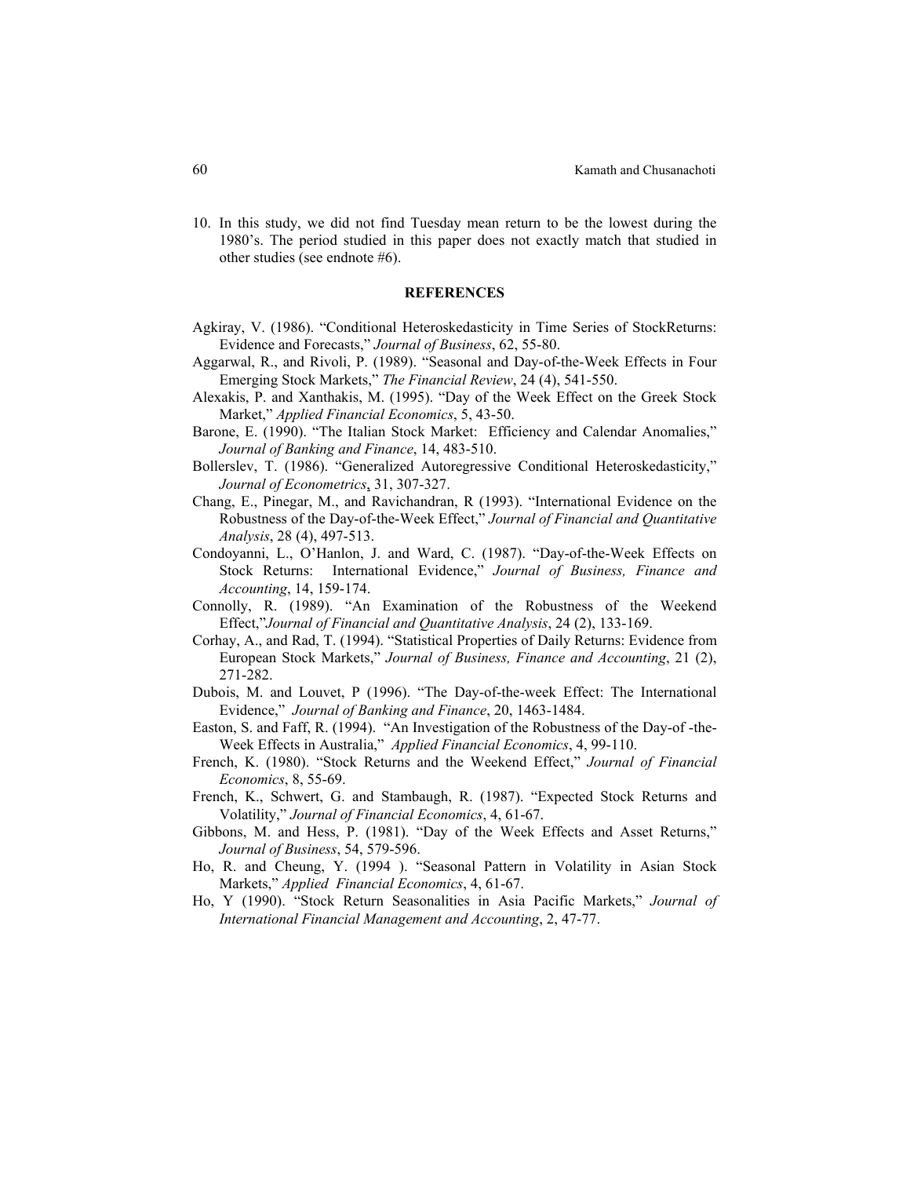10. In this study, we did not find Tuesday mean return to be the lowest during the 1980's. The period studied in this paper does not exactly match that studied in other studies (see endnote #6).

## REFERENCES

Agkiray, V. (1986). "Conditional Heteroskedasticity in Time Series of StockReturns: Evidence and Forecasts," *Journal of Business*, 62, 55-80.

Aggarwal, R., and Rivoli, P. (1989). "Seasonal and Day-of-the-Week Effects in Four Emerging Stock Markets," *The Financial Review*, 24 (4), 541-550.

Alexakis, P. and Xanthakis, M. (1995). "Day of the Week Effect on the Greek Stock Market," *Applied Financial Economics*, 5, 43-50.

Barone, E. (1990). "The Italian Stock Market: Efficiency and Calendar Anomalies," *Journal of Banking and Finance*, 14, 483-510.

Bollerslev, T. (1986). "Generalized Autoregressive Conditional Heteroskedasticity," *Journal of Econometrics*, 31, 307-327.

Chang, E., Pinegar, M., and Ravichandran, R (1993). "International Evidence on the Robustness of the Day-of-the-Week Effect," *Journal of Financial and Quantitative Analysis*, 28 (4), 497-513.

Condoyanni, L., O'Hanlon, J. and Ward, C. (1987). "Day-of-the-Week Effects on Stock Returns: International Evidence," *Journal of Business, Finance and Accounting*, 14, 159-174.

Connolly, R. (1989). "An Examination of the Robustness of the Weekend Effect,"*Journal of Financial and Quantitative Analysis*, 24 (2), 133-169.

Corhay, A., and Rad, T. (1994). "Statistical Properties of Daily Returns: Evidence from European Stock Markets," *Journal of Business, Finance and Accounting*, 21 (2), 271-282.

Dubois, M. and Louvet, P (1996). "The Day-of-the-week Effect: The International Evidence," *Journal of Banking and Finance*, 20, 1463-1484.

Easton, S. and Faff, R. (1994). "An Investigation of the Robustness of the Day-of -the-Week Effects in Australia," *Applied Financial Economics*, 4, 99-110.

French, K. (1980). "Stock Returns and the Weekend Effect," *Journal of Financial Economics*, 8, 55-69.

French, K., Schwert, G. and Stambaugh, R. (1987). "Expected Stock Returns and Volatility," *Journal of Financial Economics*, 4, 61-67.

Gibbons, M. and Hess, P. (1981). "Day of the Week Effects and Asset Returns," *Journal of Business*, 54, 579-596.

Ho, R. and Cheung, Y. (1994 ). "Seasonal Pattern in Volatility in Asian Stock Markets," *Applied Financial Economics*, 4, 61-67.

Ho, Y (1990). "Stock Return Seasonalities in Asia Pacific Markets," *Journal of International Financial Management and Accounting*, 2, 47-77.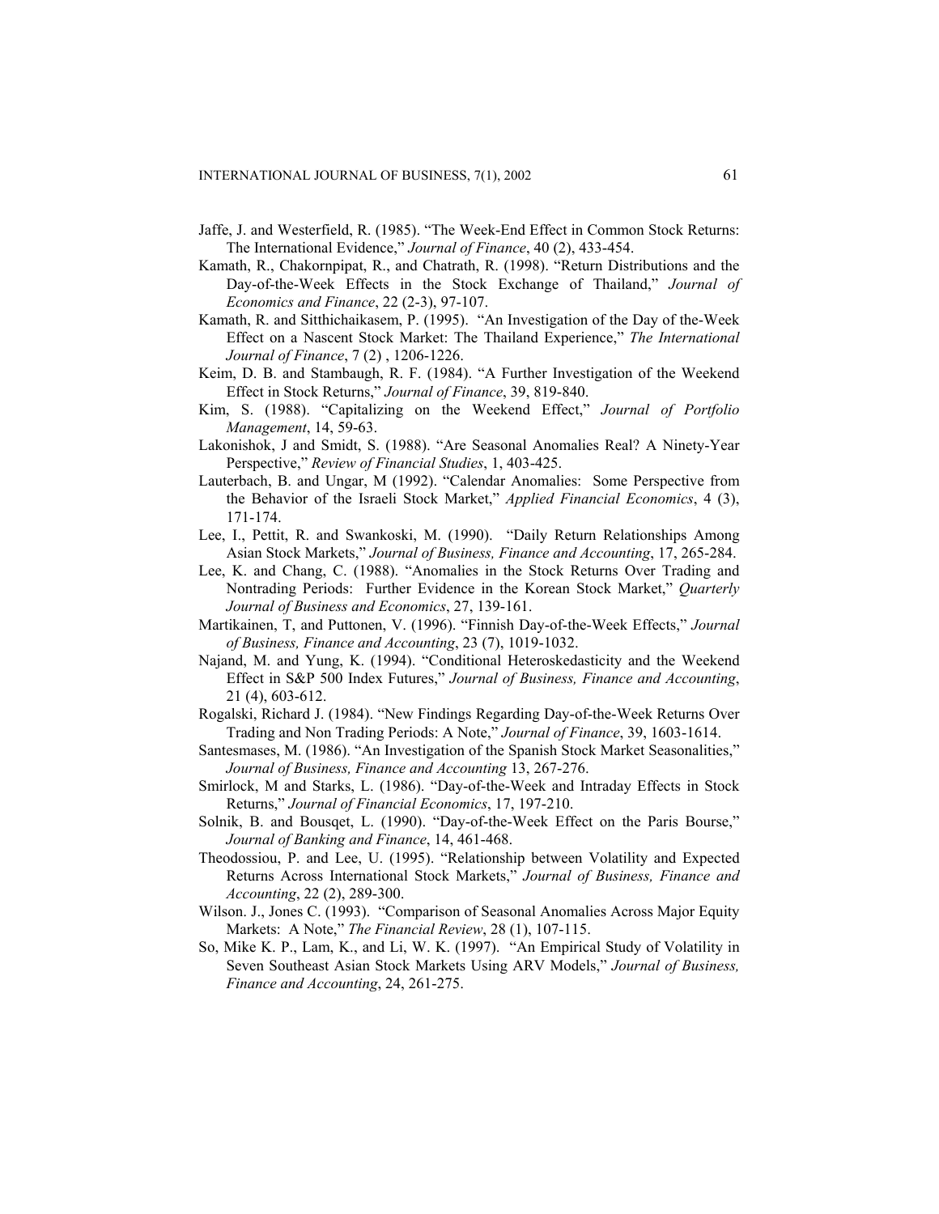Jaffe, J. and Westerfield, R. (1985). "The Week-End Effect in Common Stock Returns: The International Evidence," *Journal of Finance*, 40 (2), 433-454.

Kamath, R., Chakornpipat, R., and Chatrath, R. (1998). "Return Distributions and the Day-of-the-Week Effects in the Stock Exchange of Thailand," *Journal of Economics and Finance*, 22 (2-3), 97-107.

Kamath, R. and Sitthichaikasem, P. (1995). "An Investigation of the Day of the-Week Effect on a Nascent Stock Market: The Thailand Experience," *The International Journal of Finance*, 7 (2) , 1206-1226.

Keim, D. B. and Stambaugh, R. F. (1984). "A Further Investigation of the Weekend Effect in Stock Returns," *Journal of Finance*, 39, 819-840.

Kim, S. (1988). "Capitalizing on the Weekend Effect," *Journal of Portfolio Management*, 14, 59-63.

Lakonishok, J and Smidt, S. (1988). "Are Seasonal Anomalies Real? A Ninety-Year Perspective," *Review of Financial Studies*, 1, 403-425.

Lauterbach, B. and Ungar, M (1992). "Calendar Anomalies: Some Perspective from the Behavior of the Israeli Stock Market," *Applied Financial Economics*, 4 (3), 171-174.

Lee, I., Pettit, R. and Swankoski, M. (1990). "Daily Return Relationships Among Asian Stock Markets," *Journal of Business, Finance and Accounting*, 17, 265-284.

Lee, K. and Chang, C. (1988). "Anomalies in the Stock Returns Over Trading and Nontrading Periods: Further Evidence in the Korean Stock Market," *Quarterly Journal of Business and Economics*, 27, 139-161.

Martikainen, T, and Puttonen, V. (1996). "Finnish Day-of-the-Week Effects," *Journal of Business, Finance and Accounting*, 23 (7), 1019-1032.

Najand, M. and Yung, K. (1994). "Conditional Heteroskedasticity and the Weekend Effect in S&P 500 Index Futures," *Journal of Business, Finance and Accounting*, 21 (4), 603-612.

Rogalski, Richard J. (1984). "New Findings Regarding Day-of-the-Week Returns Over Trading and Non Trading Periods: A Note," *Journal of Finance*, 39, 1603-1614.

Santesmases, M. (1986). "An Investigation of the Spanish Stock Market Seasonalities," *Journal of Business, Finance and Accounting* 13, 267-276.

Smirlock, M and Starks, L. (1986). "Day-of-the-Week and Intraday Effects in Stock Returns," *Journal of Financial Economics*, 17, 197-210.

Solnik, B. and Bousqet, L. (1990). "Day-of-the-Week Effect on the Paris Bourse," *Journal of Banking and Finance*, 14, 461-468.

Theodossiou, P. and Lee, U. (1995). "Relationship between Volatility and Expected Returns Across International Stock Markets," *Journal of Business, Finance and Accounting*, 22 (2), 289-300.

Wilson. J., Jones C. (1993). "Comparison of Seasonal Anomalies Across Major Equity Markets: A Note," *The Financial Review*, 28 (1), 107-115.

So, Mike K. P., Lam, K., and Li, W. K. (1997). "An Empirical Study of Volatility in Seven Southeast Asian Stock Markets Using ARV Models," *Journal of Business, Finance and Accounting*, 24, 261-275.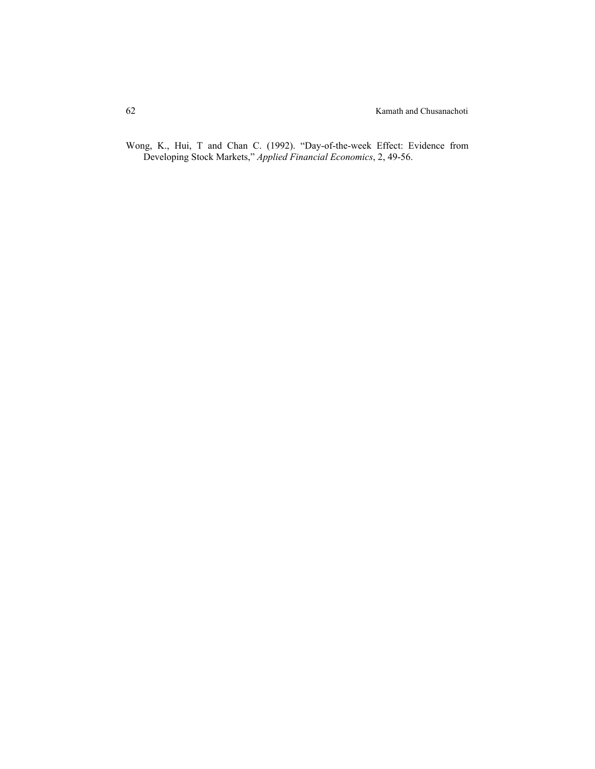Wong, K., Hui, T and Chan C. (1992). “Day-of-the-week Effect: Evidence from Developing Stock Markets,” *Applied Financial Economics*, 2, 49-56.